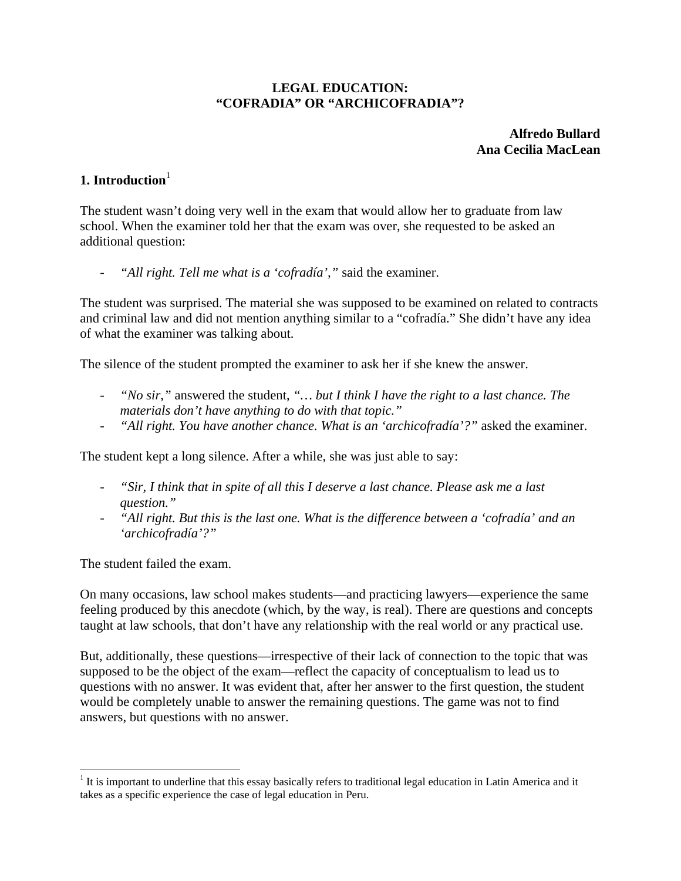# LEGAL EDUCATION: "COFRADIA" OR "ARCHICOFRADIA"?

**Alfredo Bullard**
**Ana Cecilia MacLean**

## 1. Introduction[1]

The student wasn't doing very well in the exam that would allow her to graduate from law school. When the examiner told her that the exam was over, she requested to be asked an additional question:

- *"All right. Tell me what is a 'cofradía',"* said the examiner.

The student was surprised. The material she was supposed to be examined on related to contracts and criminal law and did not mention anything similar to a "cofradía." She didn't have any idea of what the examiner was talking about.

The silence of the student prompted the examiner to ask her if she knew the answer.

- *"No sir,"* answered the student, *"… but I think I have the right to a last chance. The materials don't have anything to do with that topic."*
- *"All right. You have another chance. What is an 'archicofradía'?"* asked the examiner.

The student kept a long silence. After a while, she was just able to say:

- *"Sir, I think that in spite of all this I deserve a last chance. Please ask me a last question."*
- *"All right. But this is the last one. What is the difference between a 'cofradía' and an 'archicofradía'?"*

The student failed the exam.

On many occasions, law school makes students—and practicing lawyers—experience the same feeling produced by this anecdote (which, by the way, is real). There are questions and concepts taught at law schools, that don't have any relationship with the real world or any practical use.

But, additionally, these questions—irrespective of their lack of connection to the topic that was supposed to be the object of the exam—reflect the capacity of conceptualism to lead us to questions with no answer. It was evident that, after her answer to the first question, the student would be completely unable to answer the remaining questions. The game was not to find answers, but questions with no answer.

[1] It is important to underline that this essay basically refers to traditional legal education in Latin America and it takes as a specific experience the case of legal education in Peru.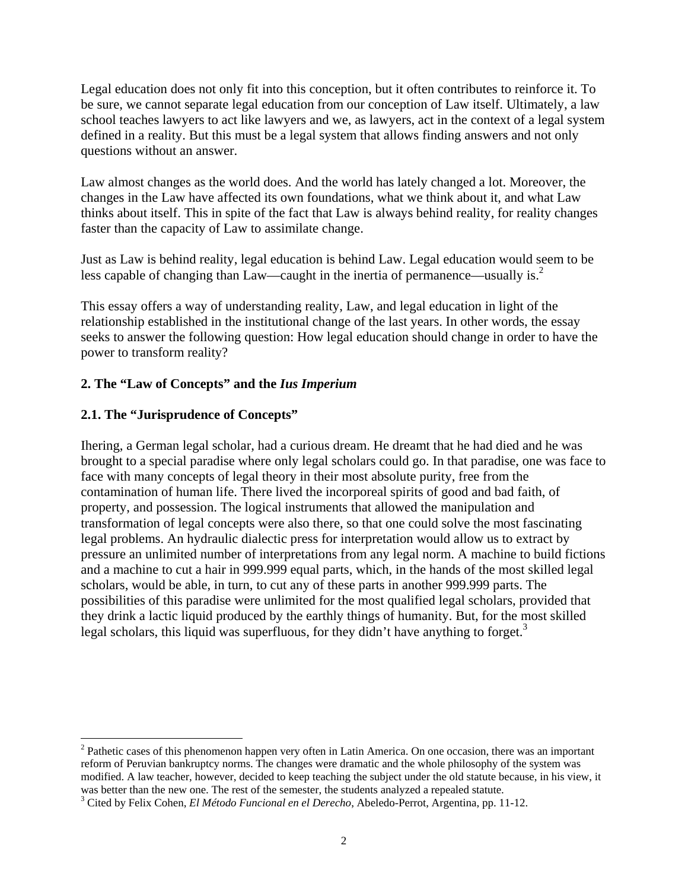Legal education does not only fit into this conception, but it often contributes to reinforce it. To be sure, we cannot separate legal education from our conception of Law itself. Ultimately, a law school teaches lawyers to act like lawyers and we, as lawyers, act in the context of a legal system defined in a reality. But this must be a legal system that allows finding answers and not only questions without an answer.

Law almost changes as the world does. And the world has lately changed a lot. Moreover, the changes in the Law have affected its own foundations, what we think about it, and what Law thinks about itself. This in spite of the fact that Law is always behind reality, for reality changes faster than the capacity of Law to assimilate change.

Just as Law is behind reality, legal education is behind Law. Legal education would seem to be less capable of changing than Law—caught in the inertia of permanence—usually is.[2]

This essay offers a way of understanding reality, Law, and legal education in light of the relationship established in the institutional change of the last years. In other words, the essay seeks to answer the following question: How legal education should change in order to have the power to transform reality?

## 2. The "Law of Concepts" and the *Ius Imperium*

### 2.1. The "Jurisprudence of Concepts"

Ihering, a German legal scholar, had a curious dream. He dreamt that he had died and he was brought to a special paradise where only legal scholars could go. In that paradise, one was face to face with many concepts of legal theory in their most absolute purity, free from the contamination of human life. There lived the incorporeal spirits of good and bad faith, of property, and possession. The logical instruments that allowed the manipulation and transformation of legal concepts were also there, so that one could solve the most fascinating legal problems. An hydraulic dialectic press for interpretation would allow us to extract by pressure an unlimited number of interpretations from any legal norm. A machine to build fictions and a machine to cut a hair in 999.999 equal parts, which, in the hands of the most skilled legal scholars, would be able, in turn, to cut any of these parts in another 999.999 parts. The possibilities of this paradise were unlimited for the most qualified legal scholars, provided that they drink a lactic liquid produced by the earthly things of humanity. But, for the most skilled legal scholars, this liquid was superfluous, for they didn't have anything to forget.[3]

---

[2] Pathetic cases of this phenomenon happen very often in Latin America. On one occasion, there was an important reform of Peruvian bankruptcy norms. The changes were dramatic and the whole philosophy of the system was modified. A law teacher, however, decided to keep teaching the subject under the old statute because, in his view, it was better than the new one. The rest of the semester, the students analyzed a repealed statute.

[3] Cited by Felix Cohen, *El Método Funcional en el Derecho*, Abeledo-Perrot, Argentina, pp. 11-12.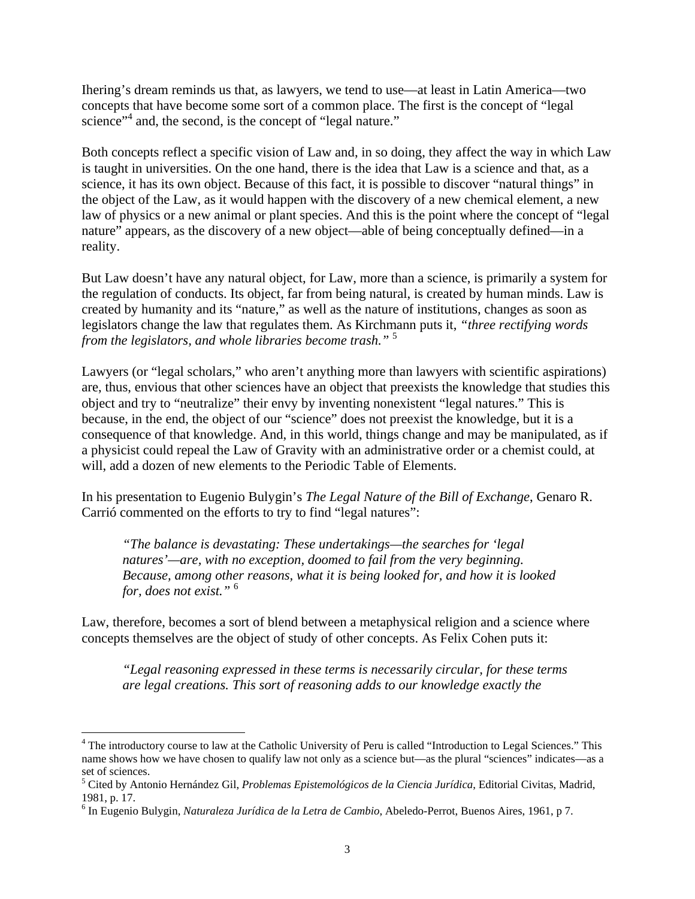Ihering's dream reminds us that, as lawyers, we tend to use—at least in Latin America—two concepts that have become some sort of a common place. The first is the concept of "legal science"[4] and, the second, is the concept of "legal nature."

Both concepts reflect a specific vision of Law and, in so doing, they affect the way in which Law is taught in universities. On the one hand, there is the idea that Law is a science and that, as a science, it has its own object. Because of this fact, it is possible to discover "natural things" in the object of the Law, as it would happen with the discovery of a new chemical element, a new law of physics or a new animal or plant species. And this is the point where the concept of "legal nature" appears, as the discovery of a new object—able of being conceptually defined—in a reality.

But Law doesn't have any natural object, for Law, more than a science, is primarily a system for the regulation of conducts. Its object, far from being natural, is created by human minds. Law is created by humanity and its "nature," as well as the nature of institutions, changes as soon as legislators change the law that regulates them. As Kirchmann puts it, *"three rectifying words from the legislators, and whole libraries become trash."* [5]

Lawyers (or "legal scholars," who aren't anything more than lawyers with scientific aspirations) are, thus, envious that other sciences have an object that preexists the knowledge that studies this object and try to "neutralize" their envy by inventing nonexistent "legal natures." This is because, in the end, the object of our "science" does not preexist the knowledge, but it is a consequence of that knowledge. And, in this world, things change and may be manipulated, as if a physicist could repeal the Law of Gravity with an administrative order or a chemist could, at will, add a dozen of new elements to the Periodic Table of Elements.

In his presentation to Eugenio Bulygin's *The Legal Nature of the Bill of Exchange*, Genaro R. Carrió commented on the efforts to try to find "legal natures":

> *"The balance is devastating: These undertakings—the searches for 'legal natures'—are, with no exception, doomed to fail from the very beginning. Because, among other reasons, what it is being looked for, and how it is looked for, does not exist."* [6]

Law, therefore, becomes a sort of blend between a metaphysical religion and a science where concepts themselves are the object of study of other concepts. As Felix Cohen puts it:

> *"Legal reasoning expressed in these terms is necessarily circular, for these terms are legal creations. This sort of reasoning adds to our knowledge exactly the*

---

[4] The introductory course to law at the Catholic University of Peru is called "Introduction to Legal Sciences." This name shows how we have chosen to qualify law not only as a science but—as the plural "sciences" indicates—as a set of sciences.

[5] Cited by Antonio Hernández Gil, *Problemas Epistemológicos de la Ciencia Jurídica*, Editorial Civitas, Madrid, 1981, p. 17.

[6] In Eugenio Bulygin, *Naturaleza Jurídica de la Letra de Cambio*, Abeledo-Perrot, Buenos Aires, 1961, p 7.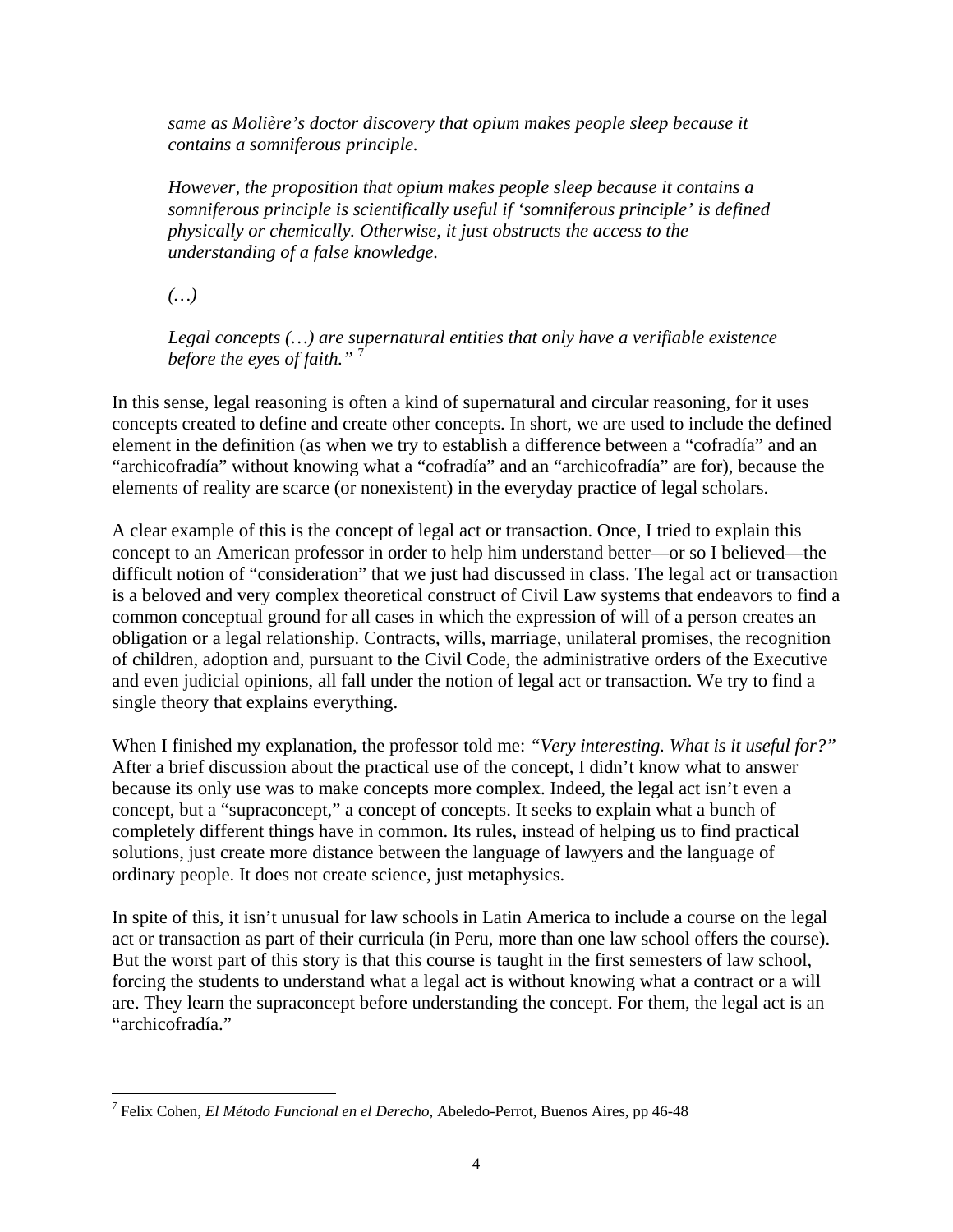> *same as Molière's doctor discovery that opium makes people sleep because it contains a somniferous principle.*
>
> *However, the proposition that opium makes people sleep because it contains a somniferous principle is scientifically useful if 'somniferous principle' is defined physically or chemically. Otherwise, it just obstructs the access to the understanding of a false knowledge.*
>
> *(…)*
>
> *Legal concepts (…) are supernatural entities that only have a verifiable existence before the eyes of faith."* [7]

In this sense, legal reasoning is often a kind of supernatural and circular reasoning, for it uses concepts created to define and create other concepts. In short, we are used to include the defined element in the definition (as when we try to establish a difference between a "cofradía" and an "archicofradía" without knowing what a "cofradía" and an "archicofradía" are for), because the elements of reality are scarce (or nonexistent) in the everyday practice of legal scholars.

A clear example of this is the concept of legal act or transaction. Once, I tried to explain this concept to an American professor in order to help him understand better—or so I believed—the difficult notion of "consideration" that we just had discussed in class. The legal act or transaction is a beloved and very complex theoretical construct of Civil Law systems that endeavors to find a common conceptual ground for all cases in which the expression of will of a person creates an obligation or a legal relationship. Contracts, wills, marriage, unilateral promises, the recognition of children, adoption and, pursuant to the Civil Code, the administrative orders of the Executive and even judicial opinions, all fall under the notion of legal act or transaction. We try to find a single theory that explains everything.

When I finished my explanation, the professor told me: *"Very interesting. What is it useful for?"* After a brief discussion about the practical use of the concept, I didn't know what to answer because its only use was to make concepts more complex. Indeed, the legal act isn't even a concept, but a "supraconcept," a concept of concepts. It seeks to explain what a bunch of completely different things have in common. Its rules, instead of helping us to find practical solutions, just create more distance between the language of lawyers and the language of ordinary people. It does not create science, just metaphysics.

In spite of this, it isn't unusual for law schools in Latin America to include a course on the legal act or transaction as part of their curricula (in Peru, more than one law school offers the course). But the worst part of this story is that this course is taught in the first semesters of law school, forcing the students to understand what a legal act is without knowing what a contract or a will are. They learn the supraconcept before understanding the concept. For them, the legal act is an "archicofradía."

---

[7] Felix Cohen, *El Método Funcional en el Derecho,* Abeledo-Perrot, Buenos Aires, pp 46-48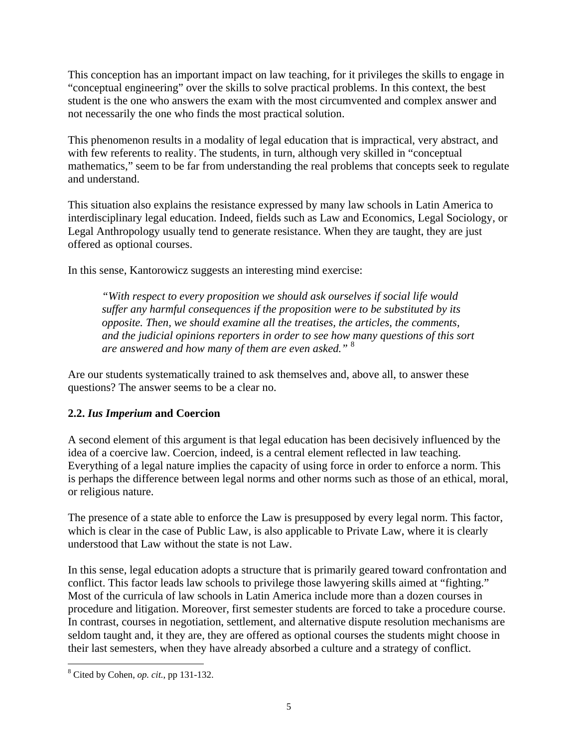This conception has an important impact on law teaching, for it privileges the skills to engage in "conceptual engineering" over the skills to solve practical problems. In this context, the best student is the one who answers the exam with the most circumvented and complex answer and not necessarily the one who finds the most practical solution.

This phenomenon results in a modality of legal education that is impractical, very abstract, and with few referents to reality. The students, in turn, although very skilled in "conceptual mathematics," seem to be far from understanding the real problems that concepts seek to regulate and understand.

This situation also explains the resistance expressed by many law schools in Latin America to interdisciplinary legal education. Indeed, fields such as Law and Economics, Legal Sociology, or Legal Anthropology usually tend to generate resistance. When they are taught, they are just offered as optional courses.

In this sense, Kantorowicz suggests an interesting mind exercise:

> *"With respect to every proposition we should ask ourselves if social life would suffer any harmful consequences if the proposition were to be substituted by its opposite. Then, we should examine all the treatises, the articles, the comments, and the judicial opinions reporters in order to see how many questions of this sort are answered and how many of them are even asked."* [8]

Are our students systematically trained to ask themselves and, above all, to answer these questions? The answer seems to be a clear no.

### 2.2. *Ius Imperium* and Coercion

A second element of this argument is that legal education has been decisively influenced by the idea of a coercive law. Coercion, indeed, is a central element reflected in law teaching. Everything of a legal nature implies the capacity of using force in order to enforce a norm. This is perhaps the difference between legal norms and other norms such as those of an ethical, moral, or religious nature.

The presence of a state able to enforce the Law is presupposed by every legal norm. This factor, which is clear in the case of Public Law, is also applicable to Private Law, where it is clearly understood that Law without the state is not Law.

In this sense, legal education adopts a structure that is primarily geared toward confrontation and conflict. This factor leads law schools to privilege those lawyering skills aimed at "fighting." Most of the curricula of law schools in Latin America include more than a dozen courses in procedure and litigation. Moreover, first semester students are forced to take a procedure course. In contrast, courses in negotiation, settlement, and alternative dispute resolution mechanisms are seldom taught and, it they are, they are offered as optional courses the students might choose in their last semesters, when they have already absorbed a culture and a strategy of conflict.

---

[8] Cited by Cohen, *op. cit.*, pp 131-132.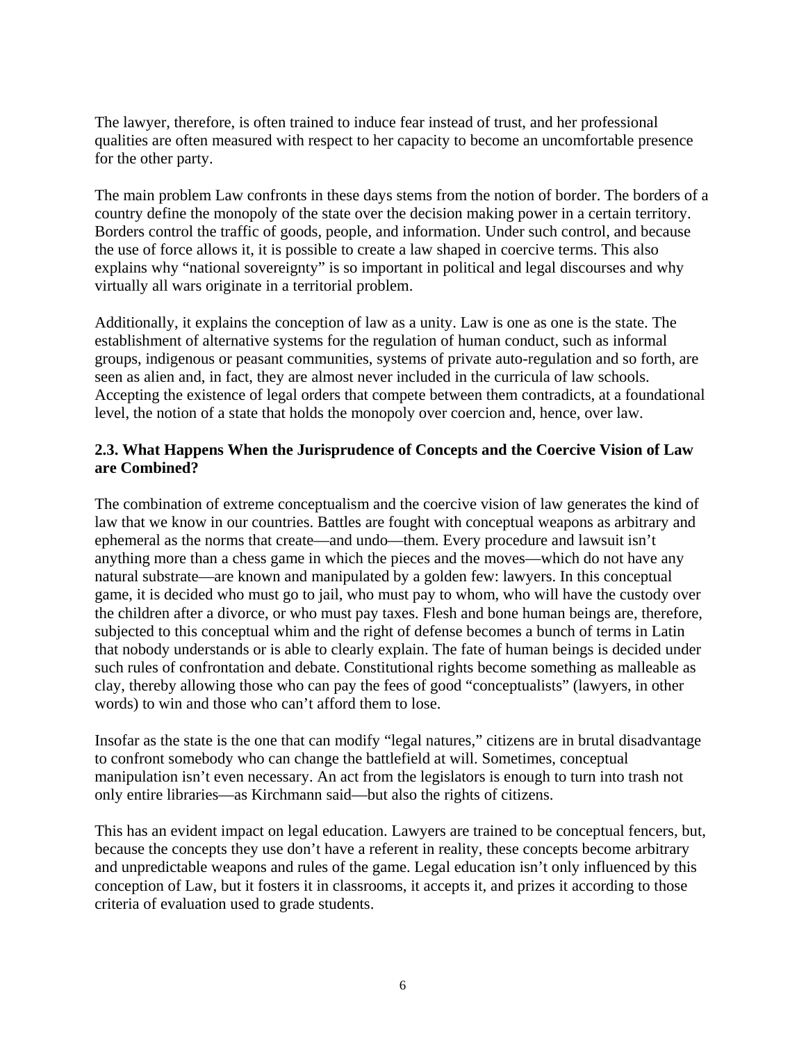The lawyer, therefore, is often trained to induce fear instead of trust, and her professional qualities are often measured with respect to her capacity to become an uncomfortable presence for the other party.

The main problem Law confronts in these days stems from the notion of border. The borders of a country define the monopoly of the state over the decision making power in a certain territory. Borders control the traffic of goods, people, and information. Under such control, and because the use of force allows it, it is possible to create a law shaped in coercive terms. This also explains why "national sovereignty" is so important in political and legal discourses and why virtually all wars originate in a territorial problem.

Additionally, it explains the conception of law as a unity. Law is one as one is the state. The establishment of alternative systems for the regulation of human conduct, such as informal groups, indigenous or peasant communities, systems of private auto-regulation and so forth, are seen as alien and, in fact, they are almost never included in the curricula of law schools. Accepting the existence of legal orders that compete between them contradicts, at a foundational level, the notion of a state that holds the monopoly over coercion and, hence, over law.

### 2.3. What Happens When the Jurisprudence of Concepts and the Coercive Vision of Law are Combined?

The combination of extreme conceptualism and the coercive vision of law generates the kind of law that we know in our countries. Battles are fought with conceptual weapons as arbitrary and ephemeral as the norms that create—and undo—them. Every procedure and lawsuit isn't anything more than a chess game in which the pieces and the moves—which do not have any natural substrate—are known and manipulated by a golden few: lawyers. In this conceptual game, it is decided who must go to jail, who must pay to whom, who will have the custody over the children after a divorce, or who must pay taxes. Flesh and bone human beings are, therefore, subjected to this conceptual whim and the right of defense becomes a bunch of terms in Latin that nobody understands or is able to clearly explain. The fate of human beings is decided under such rules of confrontation and debate. Constitutional rights become something as malleable as clay, thereby allowing those who can pay the fees of good "conceptualists" (lawyers, in other words) to win and those who can't afford them to lose.

Insofar as the state is the one that can modify "legal natures," citizens are in brutal disadvantage to confront somebody who can change the battlefield at will. Sometimes, conceptual manipulation isn't even necessary. An act from the legislators is enough to turn into trash not only entire libraries—as Kirchmann said—but also the rights of citizens.

This has an evident impact on legal education. Lawyers are trained to be conceptual fencers, but, because the concepts they use don't have a referent in reality, these concepts become arbitrary and unpredictable weapons and rules of the game. Legal education isn't only influenced by this conception of Law, but it fosters it in classrooms, it accepts it, and prizes it according to those criteria of evaluation used to grade students.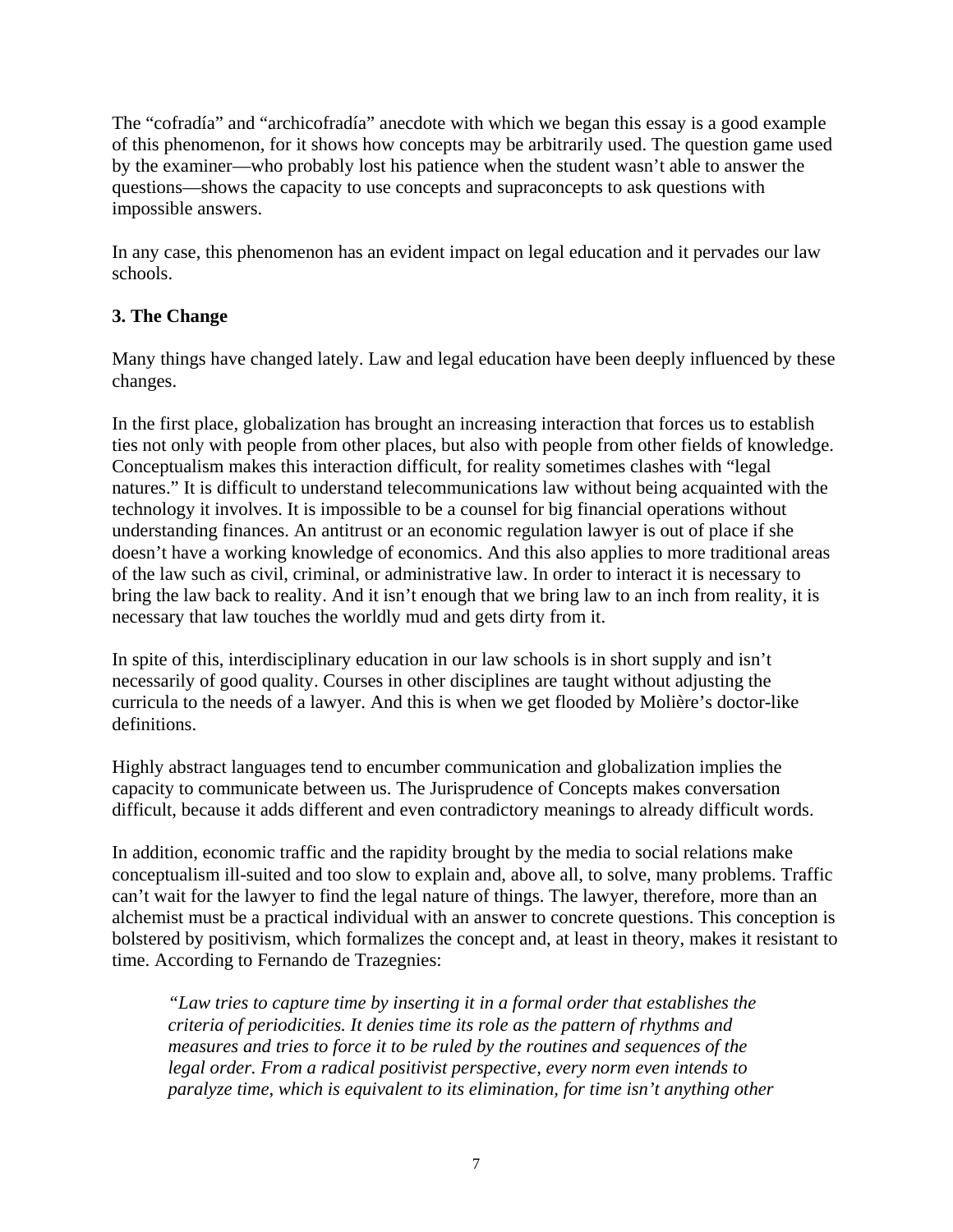The "cofradía" and "archicofradía" anecdote with which we began this essay is a good example of this phenomenon, for it shows how concepts may be arbitrarily used. The question game used by the examiner—who probably lost his patience when the student wasn't able to answer the questions—shows the capacity to use concepts and supraconcepts to ask questions with impossible answers.

In any case, this phenomenon has an evident impact on legal education and it pervades our law schools.

### 3. The Change

Many things have changed lately. Law and legal education have been deeply influenced by these changes.

In the first place, globalization has brought an increasing interaction that forces us to establish ties not only with people from other places, but also with people from other fields of knowledge. Conceptualism makes this interaction difficult, for reality sometimes clashes with "legal natures." It is difficult to understand telecommunications law without being acquainted with the technology it involves. It is impossible to be a counsel for big financial operations without understanding finances. An antitrust or an economic regulation lawyer is out of place if she doesn't have a working knowledge of economics. And this also applies to more traditional areas of the law such as civil, criminal, or administrative law. In order to interact it is necessary to bring the law back to reality. And it isn't enough that we bring law to an inch from reality, it is necessary that law touches the worldly mud and gets dirty from it.

In spite of this, interdisciplinary education in our law schools is in short supply and isn't necessarily of good quality. Courses in other disciplines are taught without adjusting the curricula to the needs of a lawyer. And this is when we get flooded by Molière's doctor-like definitions.

Highly abstract languages tend to encumber communication and globalization implies the capacity to communicate between us. The Jurisprudence of Concepts makes conversation difficult, because it adds different and even contradictory meanings to already difficult words.

In addition, economic traffic and the rapidity brought by the media to social relations make conceptualism ill-suited and too slow to explain and, above all, to solve, many problems. Traffic can't wait for the lawyer to find the legal nature of things. The lawyer, therefore, more than an alchemist must be a practical individual with an answer to concrete questions. This conception is bolstered by positivism, which formalizes the concept and, at least in theory, makes it resistant to time. According to Fernando de Trazegnies:

> *"Law tries to capture time by inserting it in a formal order that establishes the criteria of periodicities. It denies time its role as the pattern of rhythms and measures and tries to force it to be ruled by the routines and sequences of the legal order. From a radical positivist perspective, every norm even intends to paralyze time, which is equivalent to its elimination, for time isn't anything other*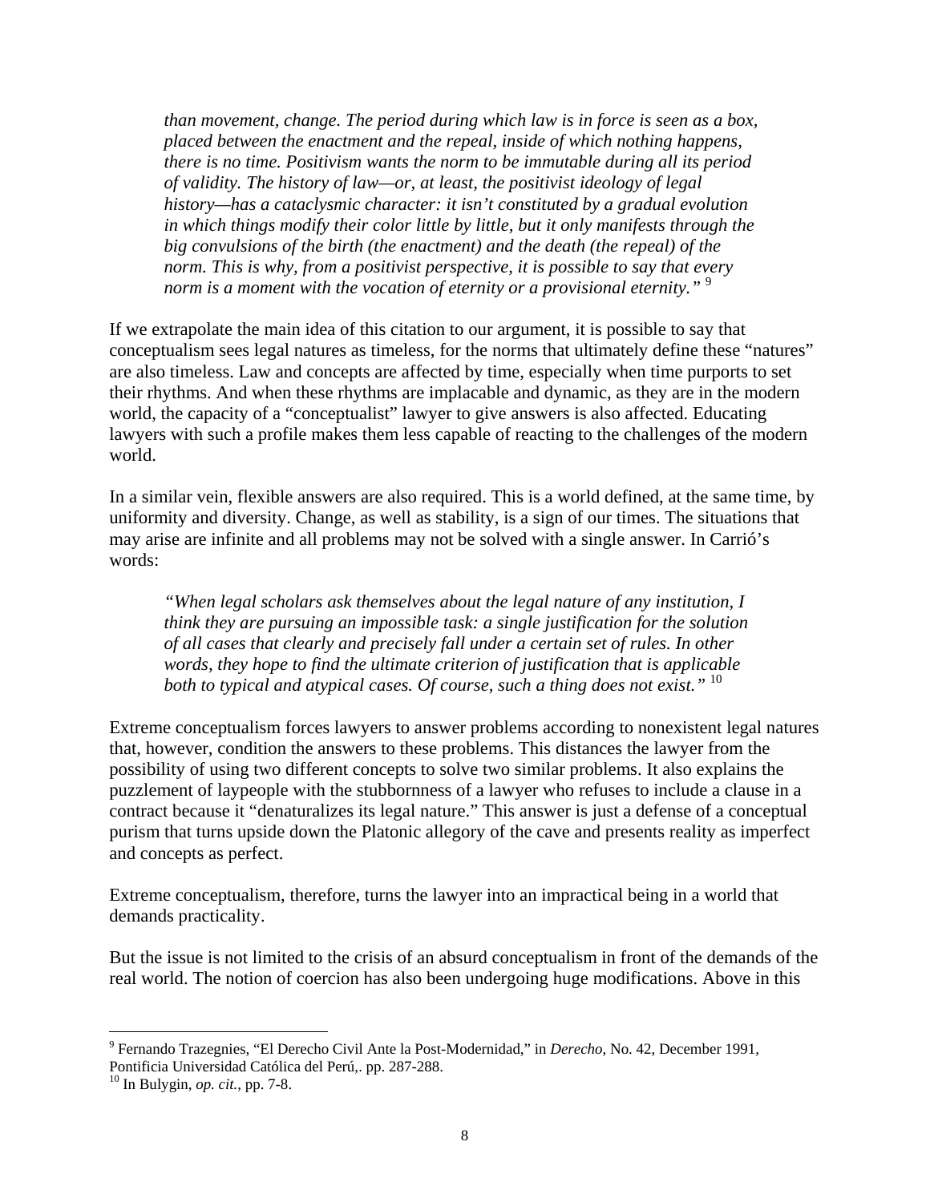> *than movement, change. The period during which law is in force is seen as a box, placed between the enactment and the repeal, inside of which nothing happens, there is no time. Positivism wants the norm to be immutable during all its period of validity. The history of law—or, at least, the positivist ideology of legal history—has a cataclysmic character: it isn't constituted by a gradual evolution in which things modify their color little by little, but it only manifests through the big convulsions of the birth (the enactment) and the death (the repeal) of the norm. This is why, from a positivist perspective, it is possible to say that every norm is a moment with the vocation of eternity or a provisional eternity."* [9]

If we extrapolate the main idea of this citation to our argument, it is possible to say that conceptualism sees legal natures as timeless, for the norms that ultimately define these "natures" are also timeless. Law and concepts are affected by time, especially when time purports to set their rhythms. And when these rhythms are implacable and dynamic, as they are in the modern world, the capacity of a "conceptualist" lawyer to give answers is also affected. Educating lawyers with such a profile makes them less capable of reacting to the challenges of the modern world.

In a similar vein, flexible answers are also required. This is a world defined, at the same time, by uniformity and diversity. Change, as well as stability, is a sign of our times. The situations that may arise are infinite and all problems may not be solved with a single answer. In Carrió's words:

> *"When legal scholars ask themselves about the legal nature of any institution, I think they are pursuing an impossible task: a single justification for the solution of all cases that clearly and precisely fall under a certain set of rules. In other words, they hope to find the ultimate criterion of justification that is applicable both to typical and atypical cases. Of course, such a thing does not exist."* [10]

Extreme conceptualism forces lawyers to answer problems according to nonexistent legal natures that, however, condition the answers to these problems. This distances the lawyer from the possibility of using two different concepts to solve two similar problems. It also explains the puzzlement of laypeople with the stubbornness of a lawyer who refuses to include a clause in a contract because it "denaturalizes its legal nature." This answer is just a defense of a conceptual purism that turns upside down the Platonic allegory of the cave and presents reality as imperfect and concepts as perfect.

Extreme conceptualism, therefore, turns the lawyer into an impractical being in a world that demands practicality.

But the issue is not limited to the crisis of an absurd conceptualism in front of the demands of the real world. The notion of coercion has also been undergoing huge modifications. Above in this

---

[9] Fernando Trazegnies, "El Derecho Civil Ante la Post-Modernidad," in *Derecho*, No. 42, December 1991, Pontificia Universidad Católica del Perú,. pp. 287-288.

[10] In Bulygin, *op. cit.*, pp. 7-8.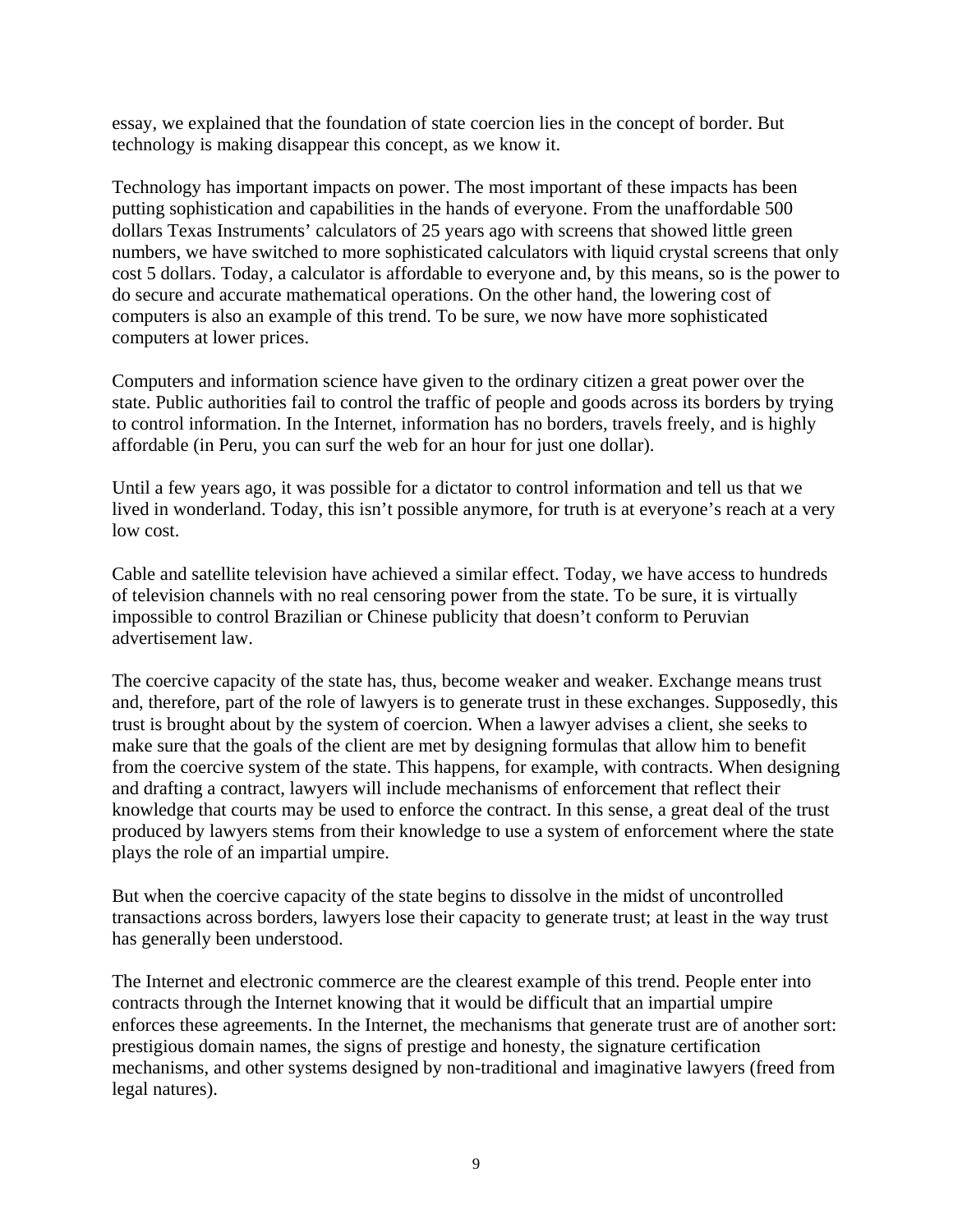essay, we explained that the foundation of state coercion lies in the concept of border. But technology is making disappear this concept, as we know it.

Technology has important impacts on power. The most important of these impacts has been putting sophistication and capabilities in the hands of everyone. From the unaffordable 500 dollars Texas Instruments' calculators of 25 years ago with screens that showed little green numbers, we have switched to more sophisticated calculators with liquid crystal screens that only cost 5 dollars. Today, a calculator is affordable to everyone and, by this means, so is the power to do secure and accurate mathematical operations. On the other hand, the lowering cost of computers is also an example of this trend. To be sure, we now have more sophisticated computers at lower prices.

Computers and information science have given to the ordinary citizen a great power over the state. Public authorities fail to control the traffic of people and goods across its borders by trying to control information. In the Internet, information has no borders, travels freely, and is highly affordable (in Peru, you can surf the web for an hour for just one dollar).

Until a few years ago, it was possible for a dictator to control information and tell us that we lived in wonderland. Today, this isn't possible anymore, for truth is at everyone's reach at a very low cost.

Cable and satellite television have achieved a similar effect. Today, we have access to hundreds of television channels with no real censoring power from the state. To be sure, it is virtually impossible to control Brazilian or Chinese publicity that doesn't conform to Peruvian advertisement law.

The coercive capacity of the state has, thus, become weaker and weaker. Exchange means trust and, therefore, part of the role of lawyers is to generate trust in these exchanges. Supposedly, this trust is brought about by the system of coercion. When a lawyer advises a client, she seeks to make sure that the goals of the client are met by designing formulas that allow him to benefit from the coercive system of the state. This happens, for example, with contracts. When designing and drafting a contract, lawyers will include mechanisms of enforcement that reflect their knowledge that courts may be used to enforce the contract. In this sense, a great deal of the trust produced by lawyers stems from their knowledge to use a system of enforcement where the state plays the role of an impartial umpire.

But when the coercive capacity of the state begins to dissolve in the midst of uncontrolled transactions across borders, lawyers lose their capacity to generate trust; at least in the way trust has generally been understood.

The Internet and electronic commerce are the clearest example of this trend. People enter into contracts through the Internet knowing that it would be difficult that an impartial umpire enforces these agreements. In the Internet, the mechanisms that generate trust are of another sort: prestigious domain names, the signs of prestige and honesty, the signature certification mechanisms, and other systems designed by non-traditional and imaginative lawyers (freed from legal natures).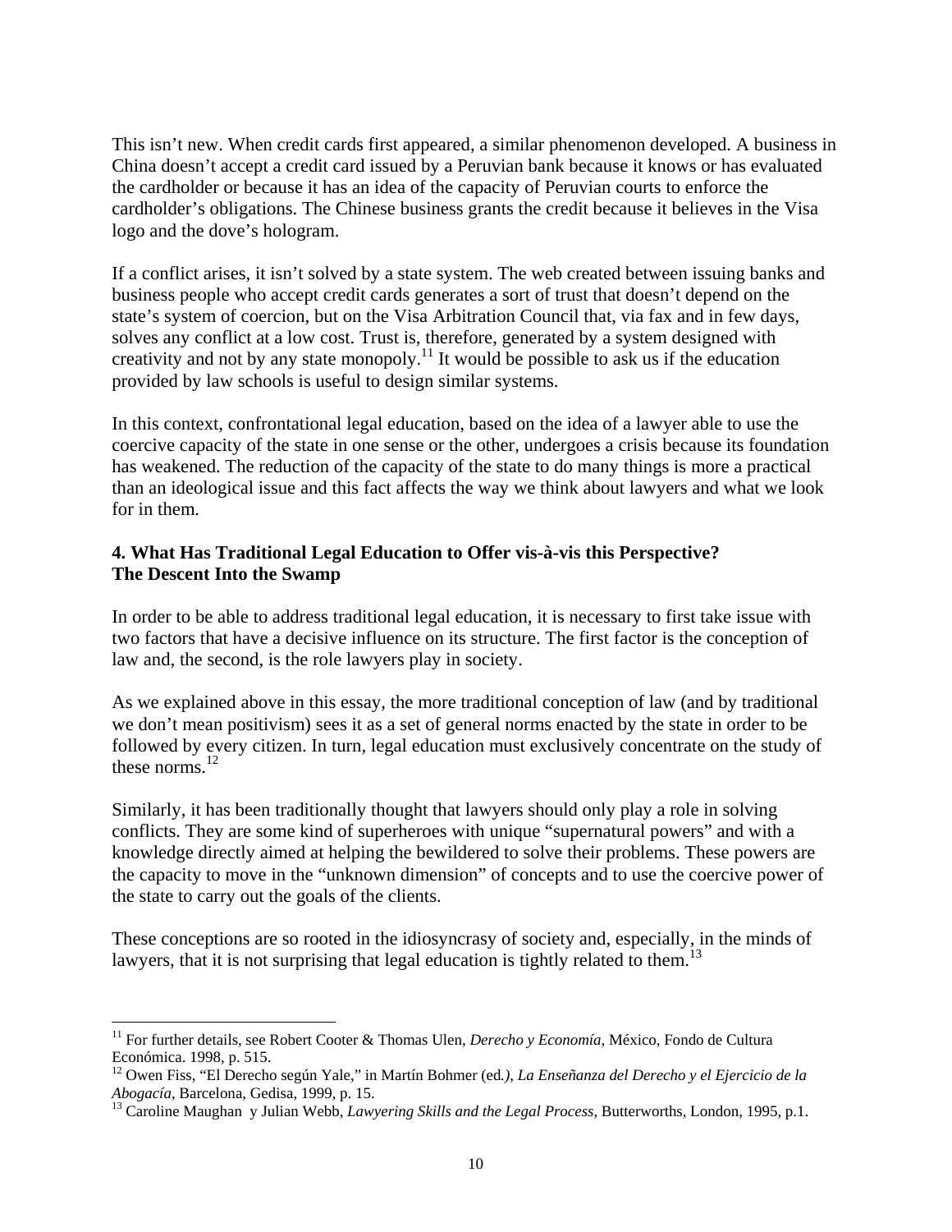This isn't new. When credit cards first appeared, a similar phenomenon developed. A business in China doesn't accept a credit card issued by a Peruvian bank because it knows or has evaluated the cardholder or because it has an idea of the capacity of Peruvian courts to enforce the cardholder's obligations. The Chinese business grants the credit because it believes in the Visa logo and the dove's hologram.

If a conflict arises, it isn't solved by a state system. The web created between issuing banks and business people who accept credit cards generates a sort of trust that doesn't depend on the state's system of coercion, but on the Visa Arbitration Council that, via fax and in few days, solves any conflict at a low cost. Trust is, therefore, generated by a system designed with creativity and not by any state monopoly.[11] It would be possible to ask us if the education provided by law schools is useful to design similar systems.

In this context, confrontational legal education, based on the idea of a lawyer able to use the coercive capacity of the state in one sense or the other, undergoes a crisis because its foundation has weakened. The reduction of the capacity of the state to do many things is more a practical than an ideological issue and this fact affects the way we think about lawyers and what we look for in them.

### 4. What Has Traditional Legal Education to Offer vis-à-vis this Perspective? The Descent Into the Swamp

In order to be able to address traditional legal education, it is necessary to first take issue with two factors that have a decisive influence on its structure. The first factor is the conception of law and, the second, is the role lawyers play in society.

As we explained above in this essay, the more traditional conception of law (and by traditional we don't mean positivism) sees it as a set of general norms enacted by the state in order to be followed by every citizen. In turn, legal education must exclusively concentrate on the study of these norms.[12]

Similarly, it has been traditionally thought that lawyers should only play a role in solving conflicts. They are some kind of superheroes with unique "supernatural powers" and with a knowledge directly aimed at helping the bewildered to solve their problems. These powers are the capacity to move in the "unknown dimension" of concepts and to use the coercive power of the state to carry out the goals of the clients.

These conceptions are so rooted in the idiosyncrasy of society and, especially, in the minds of lawyers, that it is not surprising that legal education is tightly related to them.[13]

---

[11] For further details, see Robert Cooter & Thomas Ulen, *Derecho y Economía*, México, Fondo de Cultura Económica. 1998, p. 515.

[12] Owen Fiss, "El Derecho según Yale," in Martín Bohmer (ed*.), La Enseñanza del Derecho y el Ejercicio de la Abogacía*, Barcelona, Gedisa, 1999, p. 15.

[13] Caroline Maughan y Julian Webb, *Lawyering Skills and the Legal Process*, Butterworths, London, 1995, p.1.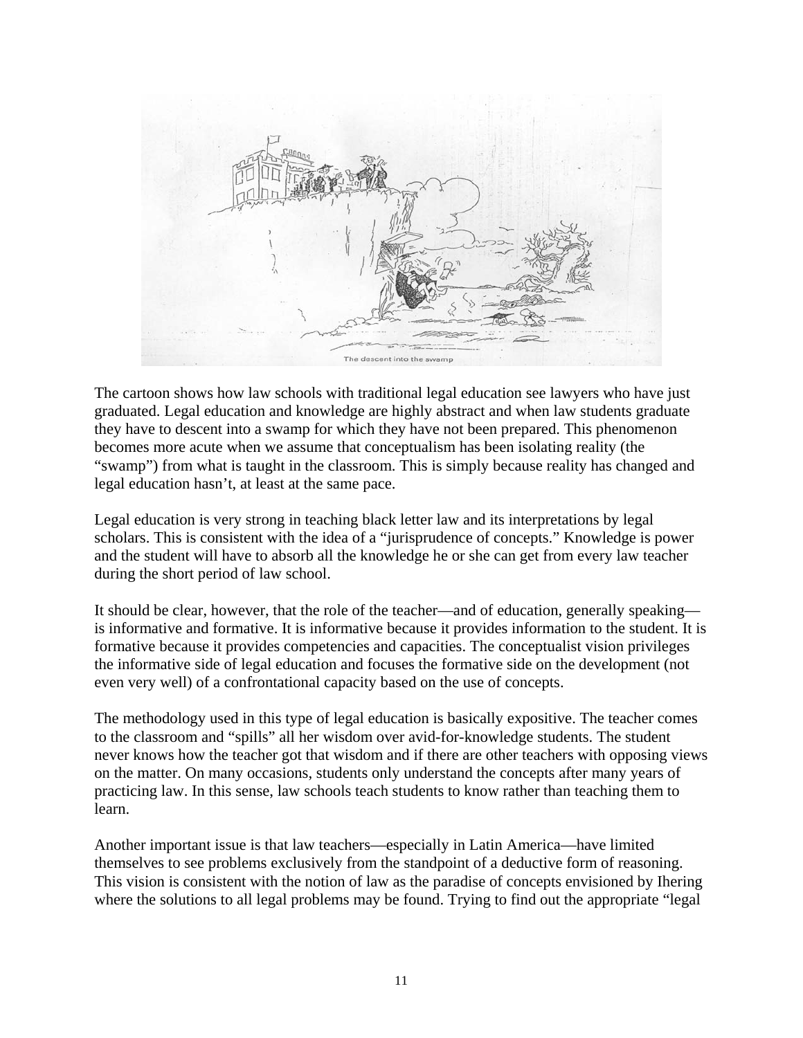The descent into the swamp

The cartoon shows how law schools with traditional legal education see lawyers who have just graduated. Legal education and knowledge are highly abstract and when law students graduate they have to descent into a swamp for which they have not been prepared. This phenomenon becomes more acute when we assume that conceptualism has been isolating reality (the "swamp") from what is taught in the classroom. This is simply because reality has changed and legal education hasn't, at least at the same pace.

Legal education is very strong in teaching black letter law and its interpretations by legal scholars. This is consistent with the idea of a "jurisprudence of concepts." Knowledge is power and the student will have to absorb all the knowledge he or she can get from every law teacher during the short period of law school.

It should be clear, however, that the role of the teacher—and of education, generally speaking—is informative and formative. It is informative because it provides information to the student. It is formative because it provides competencies and capacities. The conceptualist vision privileges the informative side of legal education and focuses the formative side on the development (not even very well) of a confrontational capacity based on the use of concepts.

The methodology used in this type of legal education is basically expositive. The teacher comes to the classroom and "spills" all her wisdom over avid-for-knowledge students. The student never knows how the teacher got that wisdom and if there are other teachers with opposing views on the matter. On many occasions, students only understand the concepts after many years of practicing law. In this sense, law schools teach students to know rather than teaching them to learn.

Another important issue is that law teachers—especially in Latin America—have limited themselves to see problems exclusively from the standpoint of a deductive form of reasoning. This vision is consistent with the notion of law as the paradise of concepts envisioned by Ihering where the solutions to all legal problems may be found. Trying to find out the appropriate "legal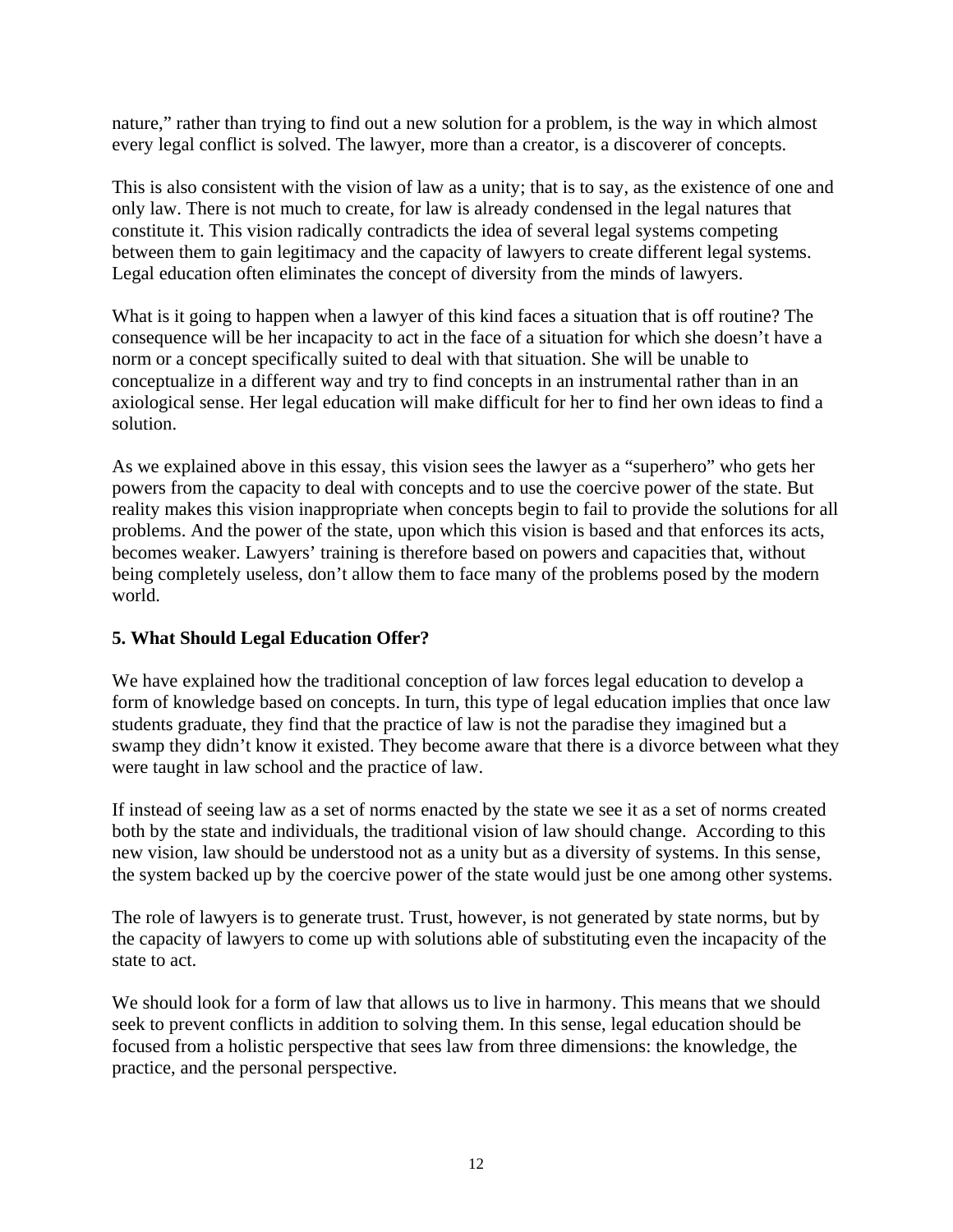nature," rather than trying to find out a new solution for a problem, is the way in which almost every legal conflict is solved. The lawyer, more than a creator, is a discoverer of concepts.

This is also consistent with the vision of law as a unity; that is to say, as the existence of one and only law. There is not much to create, for law is already condensed in the legal natures that constitute it. This vision radically contradicts the idea of several legal systems competing between them to gain legitimacy and the capacity of lawyers to create different legal systems. Legal education often eliminates the concept of diversity from the minds of lawyers.

What is it going to happen when a lawyer of this kind faces a situation that is off routine? The consequence will be her incapacity to act in the face of a situation for which she doesn't have a norm or a concept specifically suited to deal with that situation. She will be unable to conceptualize in a different way and try to find concepts in an instrumental rather than in an axiological sense. Her legal education will make difficult for her to find her own ideas to find a solution.

As we explained above in this essay, this vision sees the lawyer as a "superhero" who gets her powers from the capacity to deal with concepts and to use the coercive power of the state. But reality makes this vision inappropriate when concepts begin to fail to provide the solutions for all problems. And the power of the state, upon which this vision is based and that enforces its acts, becomes weaker. Lawyers' training is therefore based on powers and capacities that, without being completely useless, don't allow them to face many of the problems posed by the modern world.

## 5. What Should Legal Education Offer?

We have explained how the traditional conception of law forces legal education to develop a form of knowledge based on concepts. In turn, this type of legal education implies that once law students graduate, they find that the practice of law is not the paradise they imagined but a swamp they didn't know it existed. They become aware that there is a divorce between what they were taught in law school and the practice of law.

If instead of seeing law as a set of norms enacted by the state we see it as a set of norms created both by the state and individuals, the traditional vision of law should change. According to this new vision, law should be understood not as a unity but as a diversity of systems. In this sense, the system backed up by the coercive power of the state would just be one among other systems.

The role of lawyers is to generate trust. Trust, however, is not generated by state norms, but by the capacity of lawyers to come up with solutions able of substituting even the incapacity of the state to act.

We should look for a form of law that allows us to live in harmony. This means that we should seek to prevent conflicts in addition to solving them. In this sense, legal education should be focused from a holistic perspective that sees law from three dimensions: the knowledge, the practice, and the personal perspective.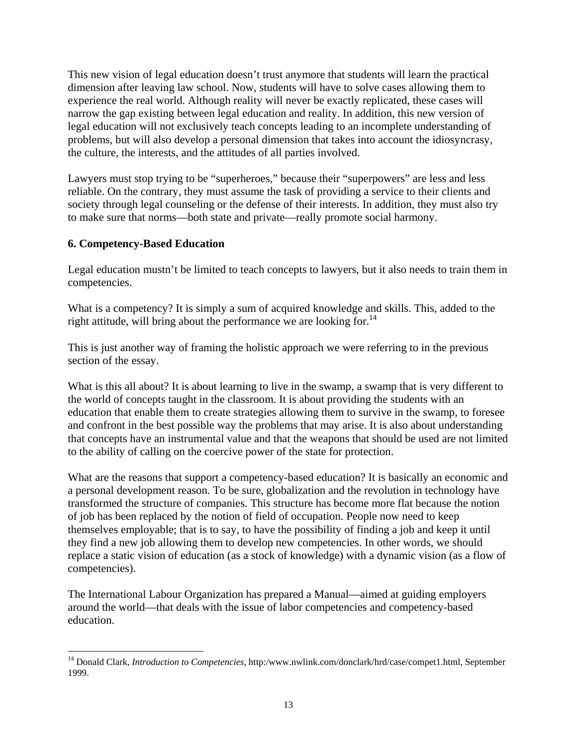This new vision of legal education doesn't trust anymore that students will learn the practical dimension after leaving law school. Now, students will have to solve cases allowing them to experience the real world. Although reality will never be exactly replicated, these cases will narrow the gap existing between legal education and reality. In addition, this new version of legal education will not exclusively teach concepts leading to an incomplete understanding of problems, but will also develop a personal dimension that takes into account the idiosyncrasy, the culture, the interests, and the attitudes of all parties involved.

Lawyers must stop trying to be "superheroes," because their "superpowers" are less and less reliable. On the contrary, they must assume the task of providing a service to their clients and society through legal counseling or the defense of their interests. In addition, they must also try to make sure that norms—both state and private—really promote social harmony.

### 6. Competency-Based Education

Legal education mustn't be limited to teach concepts to lawyers, but it also needs to train them in competencies.

What is a competency? It is simply a sum of acquired knowledge and skills. This, added to the right attitude, will bring about the performance we are looking for.[14]

This is just another way of framing the holistic approach we were referring to in the previous section of the essay.

What is this all about? It is about learning to live in the swamp, a swamp that is very different to the world of concepts taught in the classroom. It is about providing the students with an education that enable them to create strategies allowing them to survive in the swamp, to foresee and confront in the best possible way the problems that may arise. It is also about understanding that concepts have an instrumental value and that the weapons that should be used are not limited to the ability of calling on the coercive power of the state for protection.

What are the reasons that support a competency-based education? It is basically an economic and a personal development reason. To be sure, globalization and the revolution in technology have transformed the structure of companies. This structure has become more flat because the notion of job has been replaced by the notion of field of occupation. People now need to keep themselves employable; that is to say, to have the possibility of finding a job and keep it until they find a new job allowing them to develop new competencies. In other words, we should replace a static vision of education (as a stock of knowledge) with a dynamic vision (as a flow of competencies).

The International Labour Organization has prepared a Manual—aimed at guiding employers around the world—that deals with the issue of labor competencies and competency-based education.

---

[14] Donald Clark, *Introduction to Competencies*, http:/www.nwlink.com/donclark/hrd/case/compet1.html, September 1999.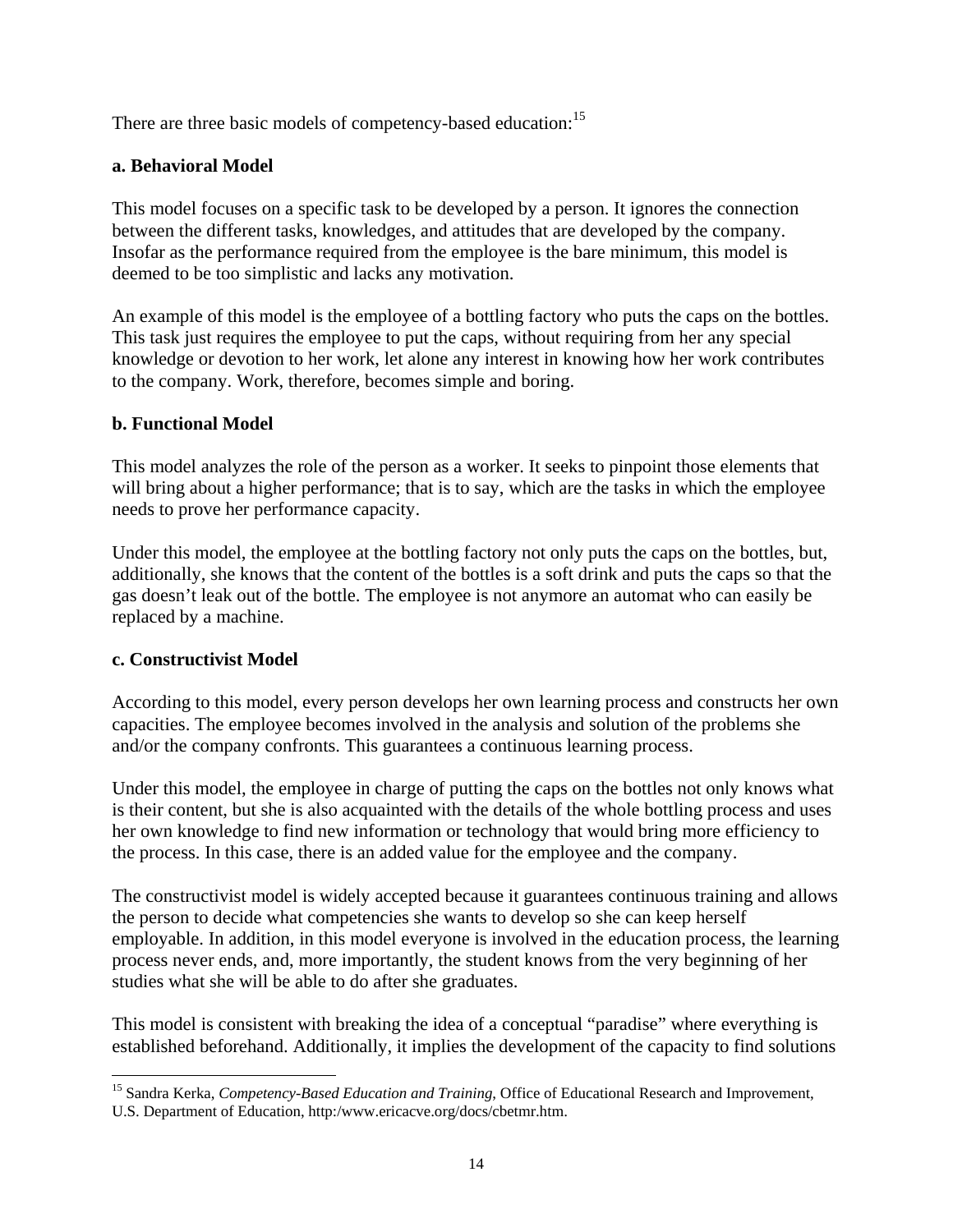There are three basic models of competency-based education:[15]

**a. Behavioral Model**

This model focuses on a specific task to be developed by a person. It ignores the connection between the different tasks, knowledges, and attitudes that are developed by the company. Insofar as the performance required from the employee is the bare minimum, this model is deemed to be too simplistic and lacks any motivation.

An example of this model is the employee of a bottling factory who puts the caps on the bottles. This task just requires the employee to put the caps, without requiring from her any special knowledge or devotion to her work, let alone any interest in knowing how her work contributes to the company. Work, therefore, becomes simple and boring.

**b. Functional Model**

This model analyzes the role of the person as a worker. It seeks to pinpoint those elements that will bring about a higher performance; that is to say, which are the tasks in which the employee needs to prove her performance capacity.

Under this model, the employee at the bottling factory not only puts the caps on the bottles, but, additionally, she knows that the content of the bottles is a soft drink and puts the caps so that the gas doesn't leak out of the bottle. The employee is not anymore an automat who can easily be replaced by a machine.

**c. Constructivist Model**

According to this model, every person develops her own learning process and constructs her own capacities. The employee becomes involved in the analysis and solution of the problems she and/or the company confronts. This guarantees a continuous learning process.

Under this model, the employee in charge of putting the caps on the bottles not only knows what is their content, but she is also acquainted with the details of the whole bottling process and uses her own knowledge to find new information or technology that would bring more efficiency to the process. In this case, there is an added value for the employee and the company.

The constructivist model is widely accepted because it guarantees continuous training and allows the person to decide what competencies she wants to develop so she can keep herself employable. In addition, in this model everyone is involved in the education process, the learning process never ends, and, more importantly, the student knows from the very beginning of her studies what she will be able to do after she graduates.

This model is consistent with breaking the idea of a conceptual "paradise" where everything is established beforehand. Additionally, it implies the development of the capacity to find solutions

---

[15] Sandra Kerka, *Competency-Based Education and Training,* Office of Educational Research and Improvement, U.S. Department of Education, http:/www.ericacve.org/docs/cbetmr.htm.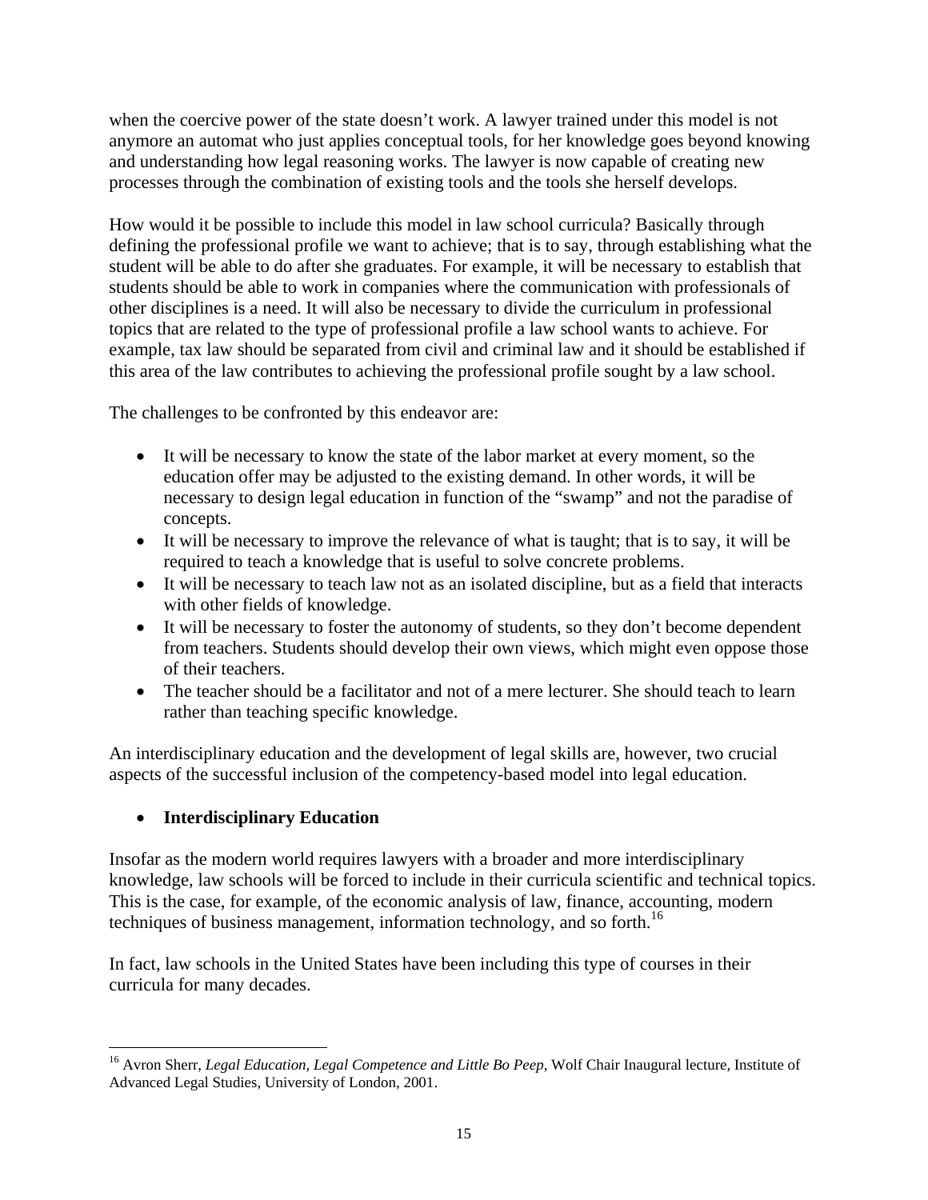when the coercive power of the state doesn't work. A lawyer trained under this model is not anymore an automat who just applies conceptual tools, for her knowledge goes beyond knowing and understanding how legal reasoning works. The lawyer is now capable of creating new processes through the combination of existing tools and the tools she herself develops.

How would it be possible to include this model in law school curricula? Basically through defining the professional profile we want to achieve; that is to say, through establishing what the student will be able to do after she graduates. For example, it will be necessary to establish that students should be able to work in companies where the communication with professionals of other disciplines is a need. It will also be necessary to divide the curriculum in professional topics that are related to the type of professional profile a law school wants to achieve. For example, tax law should be separated from civil and criminal law and it should be established if this area of the law contributes to achieving the professional profile sought by a law school.

The challenges to be confronted by this endeavor are:

- It will be necessary to know the state of the labor market at every moment, so the education offer may be adjusted to the existing demand. In other words, it will be necessary to design legal education in function of the "swamp" and not the paradise of concepts.
- It will be necessary to improve the relevance of what is taught; that is to say, it will be required to teach a knowledge that is useful to solve concrete problems.
- It will be necessary to teach law not as an isolated discipline, but as a field that interacts with other fields of knowledge.
- It will be necessary to foster the autonomy of students, so they don't become dependent from teachers. Students should develop their own views, which might even oppose those of their teachers.
- The teacher should be a facilitator and not of a mere lecturer. She should teach to learn rather than teaching specific knowledge.

An interdisciplinary education and the development of legal skills are, however, two crucial aspects of the successful inclusion of the competency-based model into legal education.

- **Interdisciplinary Education**

Insofar as the modern world requires lawyers with a broader and more interdisciplinary knowledge, law schools will be forced to include in their curricula scientific and technical topics. This is the case, for example, of the economic analysis of law, finance, accounting, modern techniques of business management, information technology, and so forth.[16]

In fact, law schools in the United States have been including this type of courses in their curricula for many decades.

---

[16] Avron Sherr, *Legal Education, Legal Competence and Little Bo Peep*, Wolf Chair Inaugural lecture, Institute of Advanced Legal Studies, University of London, 2001.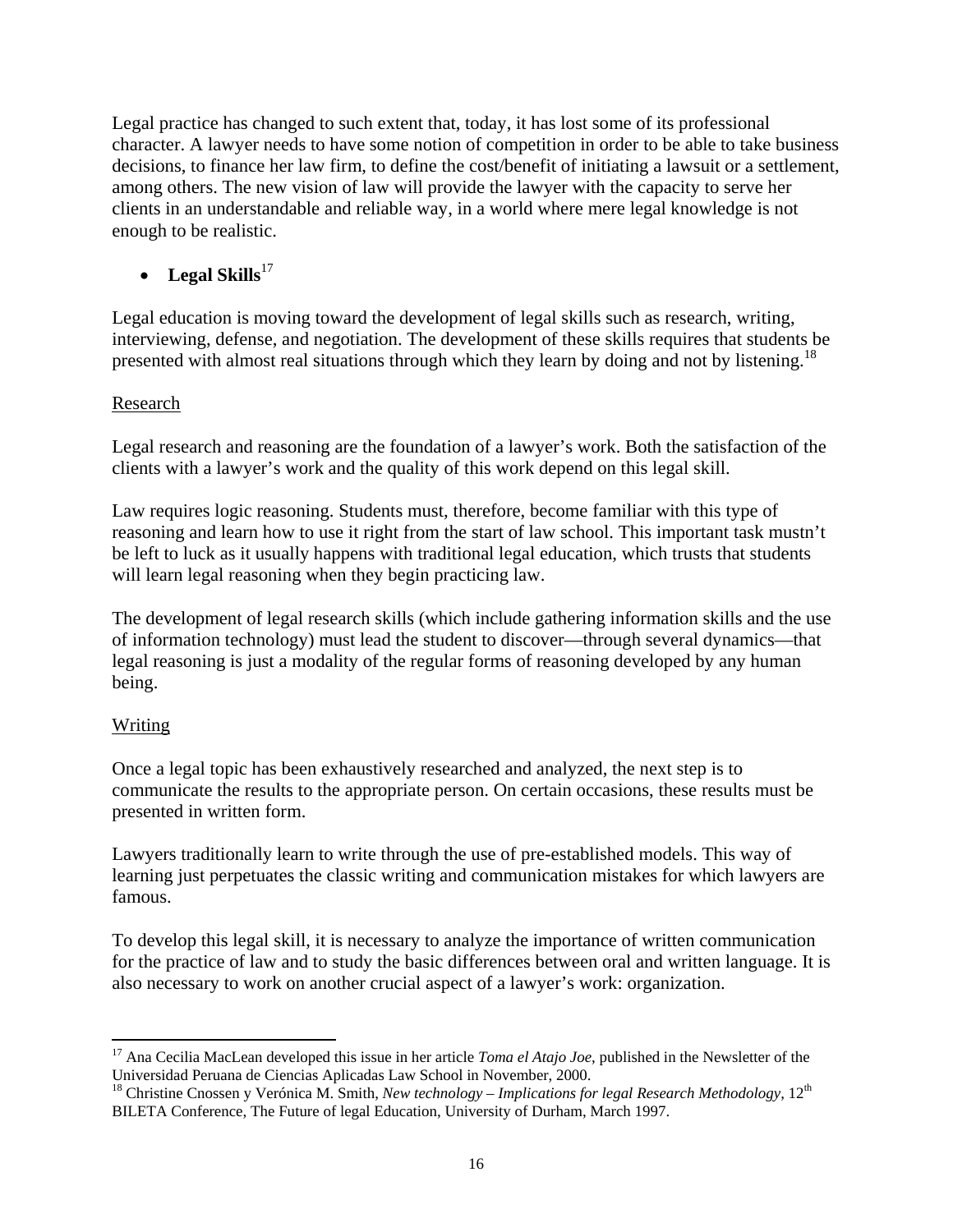Legal practice has changed to such extent that, today, it has lost some of its professional character. A lawyer needs to have some notion of competition in order to be able to take business decisions, to finance her law firm, to define the cost/benefit of initiating a lawsuit or a settlement, among others. The new vision of law will provide the lawyer with the capacity to serve her clients in an understandable and reliable way, in a world where mere legal knowledge is not enough to be realistic.

- **Legal Skills**[17]

Legal education is moving toward the development of legal skills such as research, writing, interviewing, defense, and negotiation. The development of these skills requires that students be presented with almost real situations through which they learn by doing and not by listening.[18]

<u>Research</u>

Legal research and reasoning are the foundation of a lawyer's work. Both the satisfaction of the clients with a lawyer's work and the quality of this work depend on this legal skill.

Law requires logic reasoning. Students must, therefore, become familiar with this type of reasoning and learn how to use it right from the start of law school. This important task mustn't be left to luck as it usually happens with traditional legal education, which trusts that students will learn legal reasoning when they begin practicing law.

The development of legal research skills (which include gathering information skills and the use of information technology) must lead the student to discover—through several dynamics—that legal reasoning is just a modality of the regular forms of reasoning developed by any human being.

<u>Writing</u>

Once a legal topic has been exhaustively researched and analyzed, the next step is to communicate the results to the appropriate person. On certain occasions, these results must be presented in written form.

Lawyers traditionally learn to write through the use of pre-established models. This way of learning just perpetuates the classic writing and communication mistakes for which lawyers are famous.

To develop this legal skill, it is necessary to analyze the importance of written communication for the practice of law and to study the basic differences between oral and written language. It is also necessary to work on another crucial aspect of a lawyer's work: organization.

---

[17] Ana Cecilia MacLean developed this issue in her article *Toma el Atajo Joe*, published in the Newsletter of the Universidad Peruana de Ciencias Aplicadas Law School in November, 2000.

[18] Christine Cnossen y Verónica M. Smith, *New technology – Implications for legal Research Methodology*, 12th BILETA Conference, The Future of legal Education, University of Durham, March 1997.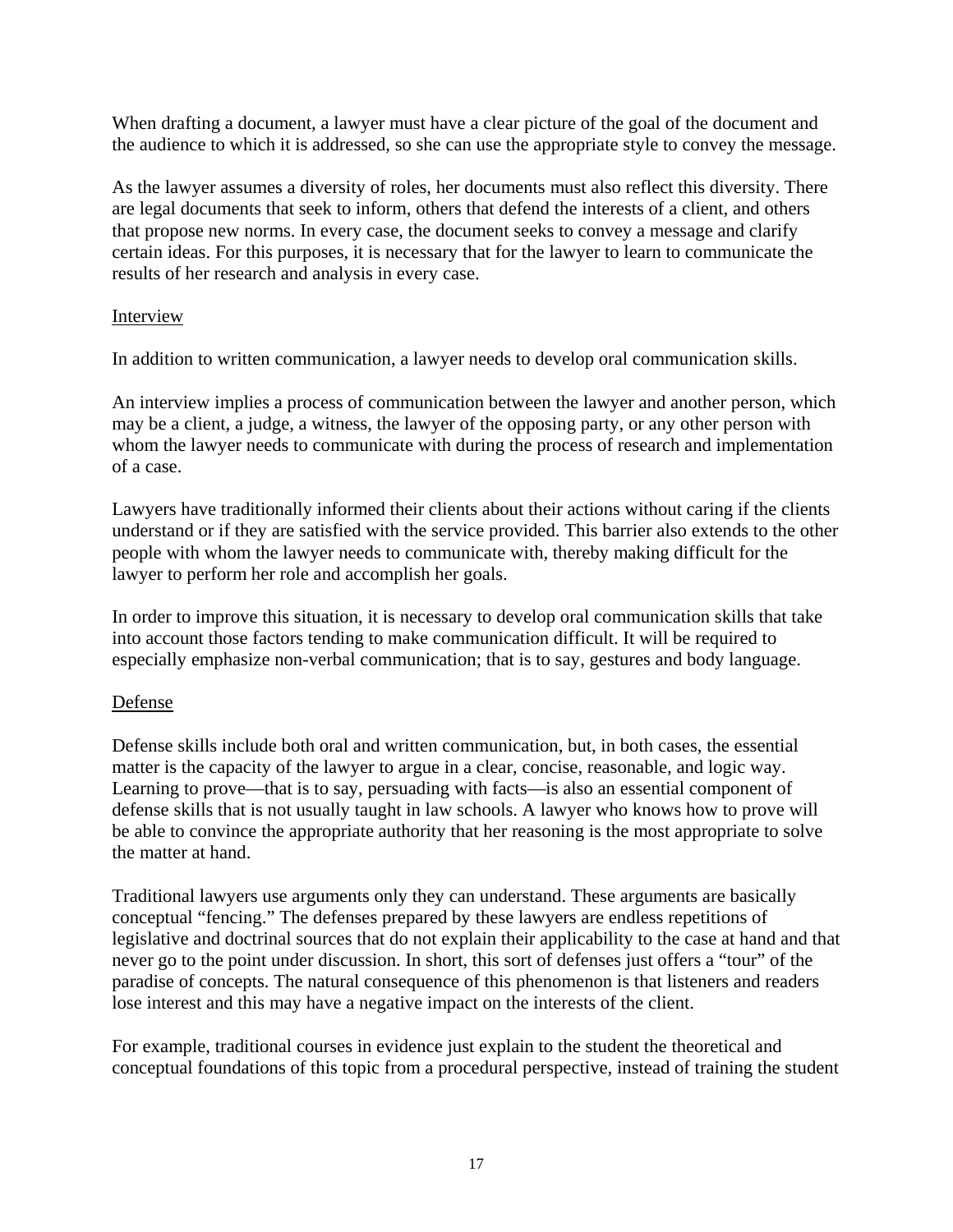When drafting a document, a lawyer must have a clear picture of the goal of the document and the audience to which it is addressed, so she can use the appropriate style to convey the message.

As the lawyer assumes a diversity of roles, her documents must also reflect this diversity. There are legal documents that seek to inform, others that defend the interests of a client, and others that propose new norms. In every case, the document seeks to convey a message and clarify certain ideas. For this purposes, it is necessary that for the lawyer to learn to communicate the results of her research and analysis in every case.

Interview

In addition to written communication, a lawyer needs to develop oral communication skills.

An interview implies a process of communication between the lawyer and another person, which may be a client, a judge, a witness, the lawyer of the opposing party, or any other person with whom the lawyer needs to communicate with during the process of research and implementation of a case.

Lawyers have traditionally informed their clients about their actions without caring if the clients understand or if they are satisfied with the service provided. This barrier also extends to the other people with whom the lawyer needs to communicate with, thereby making difficult for the lawyer to perform her role and accomplish her goals.

In order to improve this situation, it is necessary to develop oral communication skills that take into account those factors tending to make communication difficult. It will be required to especially emphasize non-verbal communication; that is to say, gestures and body language.

Defense

Defense skills include both oral and written communication, but, in both cases, the essential matter is the capacity of the lawyer to argue in a clear, concise, reasonable, and logic way. Learning to prove—that is to say, persuading with facts—is also an essential component of defense skills that is not usually taught in law schools. A lawyer who knows how to prove will be able to convince the appropriate authority that her reasoning is the most appropriate to solve the matter at hand.

Traditional lawyers use arguments only they can understand. These arguments are basically conceptual "fencing." The defenses prepared by these lawyers are endless repetitions of legislative and doctrinal sources that do not explain their applicability to the case at hand and that never go to the point under discussion. In short, this sort of defenses just offers a "tour" of the paradise of concepts. The natural consequence of this phenomenon is that listeners and readers lose interest and this may have a negative impact on the interests of the client.

For example, traditional courses in evidence just explain to the student the theoretical and conceptual foundations of this topic from a procedural perspective, instead of training the student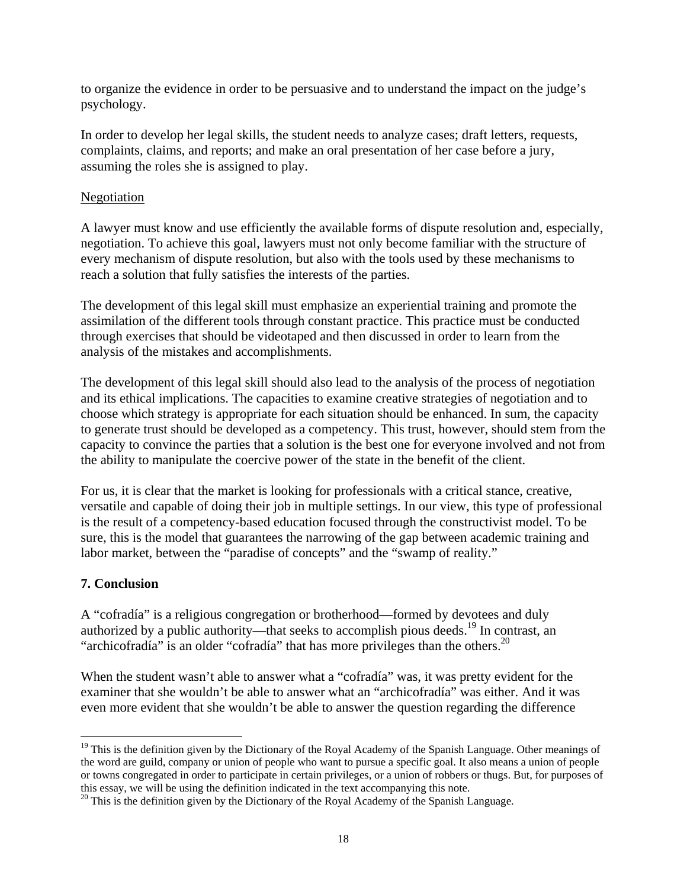to organize the evidence in order to be persuasive and to understand the impact on the judge's psychology.

In order to develop her legal skills, the student needs to analyze cases; draft letters, requests, complaints, claims, and reports; and make an oral presentation of her case before a jury, assuming the roles she is assigned to play.

Negotiation

A lawyer must know and use efficiently the available forms of dispute resolution and, especially, negotiation. To achieve this goal, lawyers must not only become familiar with the structure of every mechanism of dispute resolution, but also with the tools used by these mechanisms to reach a solution that fully satisfies the interests of the parties.

The development of this legal skill must emphasize an experiential training and promote the assimilation of the different tools through constant practice. This practice must be conducted through exercises that should be videotaped and then discussed in order to learn from the analysis of the mistakes and accomplishments.

The development of this legal skill should also lead to the analysis of the process of negotiation and its ethical implications. The capacities to examine creative strategies of negotiation and to choose which strategy is appropriate for each situation should be enhanced. In sum, the capacity to generate trust should be developed as a competency. This trust, however, should stem from the capacity to convince the parties that a solution is the best one for everyone involved and not from the ability to manipulate the coercive power of the state in the benefit of the client.

For us, it is clear that the market is looking for professionals with a critical stance, creative, versatile and capable of doing their job in multiple settings. In our view, this type of professional is the result of a competency-based education focused through the constructivist model. To be sure, this is the model that guarantees the narrowing of the gap between academic training and labor market, between the "paradise of concepts" and the "swamp of reality."

## 7. Conclusion

A "cofradía" is a religious congregation or brotherhood—formed by devotees and duly authorized by a public authority—that seeks to accomplish pious deeds.[19] In contrast, an "archicofradía" is an older "cofradía" that has more privileges than the others.[20]

When the student wasn't able to answer what a "cofradía" was, it was pretty evident for the examiner that she wouldn't be able to answer what an "archicofradía" was either. And it was even more evident that she wouldn't be able to answer the question regarding the difference

---

[19] This is the definition given by the Dictionary of the Royal Academy of the Spanish Language. Other meanings of the word are guild, company or union of people who want to pursue a specific goal. It also means a union of people or towns congregated in order to participate in certain privileges, or a union of robbers or thugs. But, for purposes of this essay, we will be using the definition indicated in the text accompanying this note.

[20] This is the definition given by the Dictionary of the Royal Academy of the Spanish Language.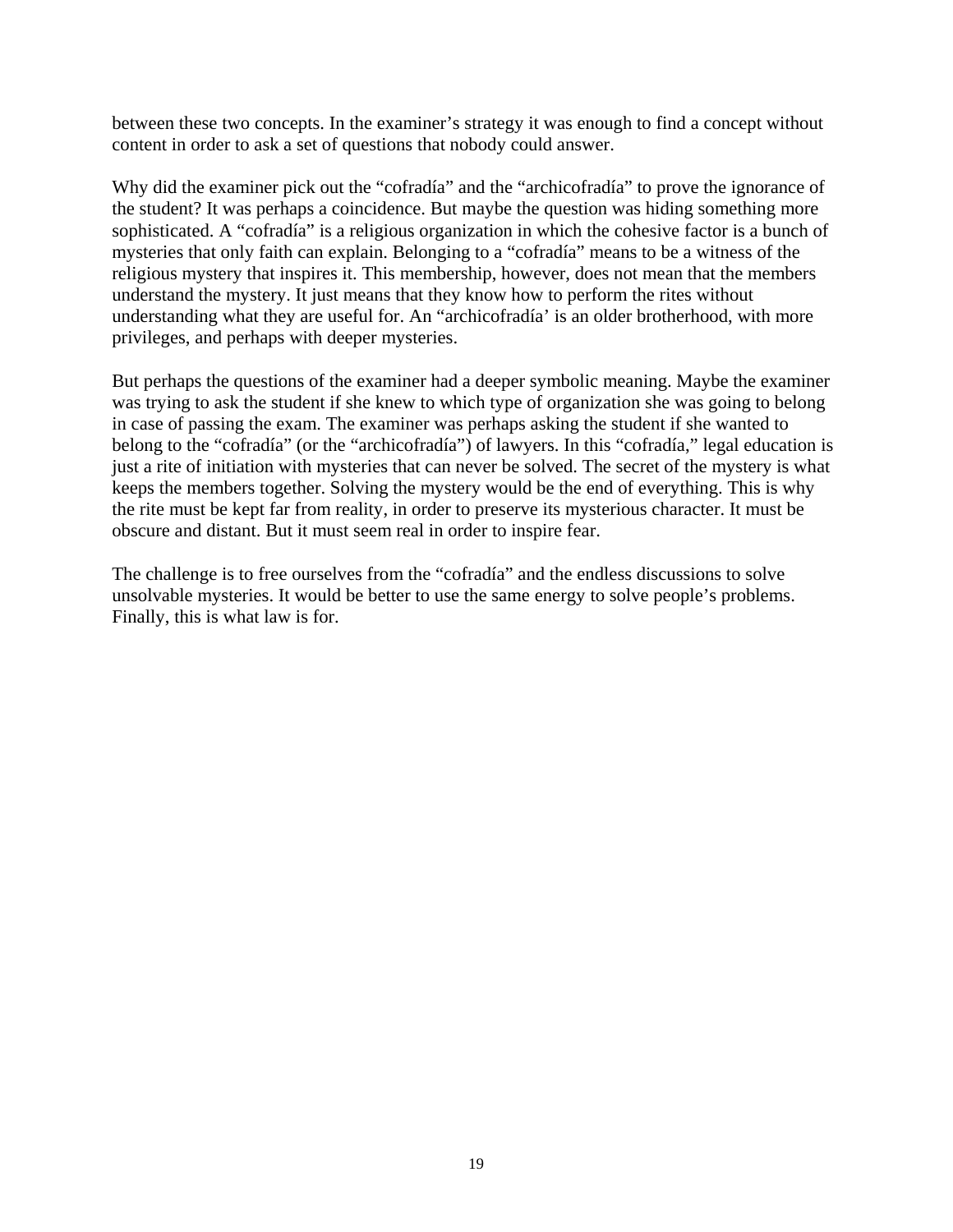between these two concepts. In the examiner's strategy it was enough to find a concept without content in order to ask a set of questions that nobody could answer.

Why did the examiner pick out the "cofradía" and the "archicofradía" to prove the ignorance of the student? It was perhaps a coincidence. But maybe the question was hiding something more sophisticated. A "cofradía" is a religious organization in which the cohesive factor is a bunch of mysteries that only faith can explain. Belonging to a "cofradía" means to be a witness of the religious mystery that inspires it. This membership, however, does not mean that the members understand the mystery. It just means that they know how to perform the rites without understanding what they are useful for. An "archicofradía' is an older brotherhood, with more privileges, and perhaps with deeper mysteries.

But perhaps the questions of the examiner had a deeper symbolic meaning. Maybe the examiner was trying to ask the student if she knew to which type of organization she was going to belong in case of passing the exam. The examiner was perhaps asking the student if she wanted to belong to the "cofradía" (or the "archicofradía") of lawyers. In this "cofradía," legal education is just a rite of initiation with mysteries that can never be solved. The secret of the mystery is what keeps the members together. Solving the mystery would be the end of everything. This is why the rite must be kept far from reality, in order to preserve its mysterious character. It must be obscure and distant. But it must seem real in order to inspire fear.

The challenge is to free ourselves from the "cofradía" and the endless discussions to solve unsolvable mysteries. It would be better to use the same energy to solve people's problems. Finally, this is what law is for.